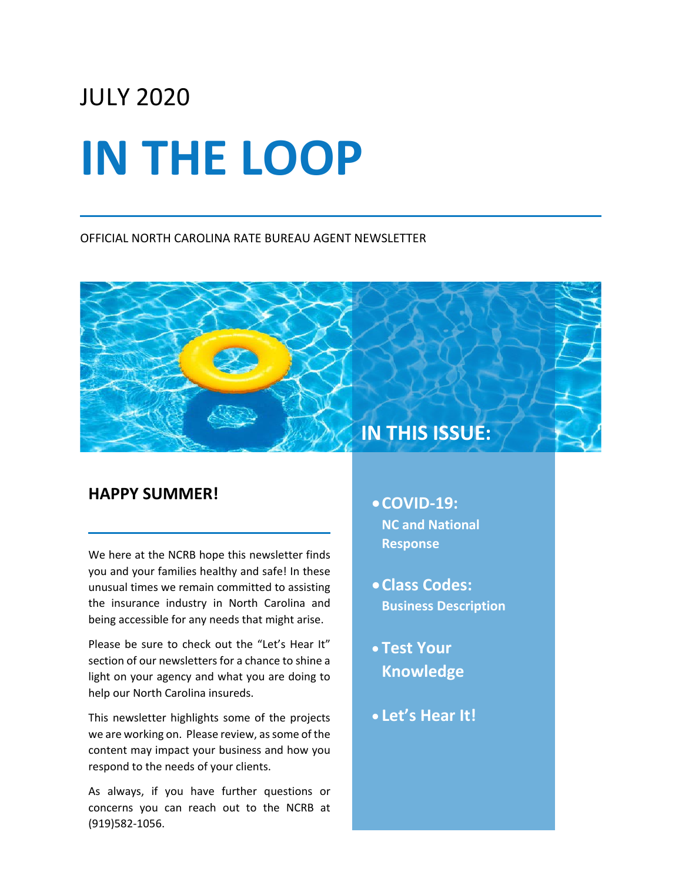JULY 2020

# IN THE LOOP

OFFICIAL NORTH CAROLINA RATE BUREAU AGENT NEWSLETTER

## HAPPY SUMMER!

We here at the NCRB hope this newsletter finds you and your families healthy and safe! In these unusual times we remain committed to assisting the insurance industry in North Carolina and being accessible for any needs that might arise.

Please be sure to check out the "Let's Hear It" section of our newsletters for a chance to shine a light on your agency and what you are doing to help our North Carolina insureds.

This newsletter highlights some of the projects we are working on. Please review, as some of the content may impact your business and how you respond to the needs of your clients.

As always, if you have further questions or concerns you can reach out to the NCRB at (919)582-1056.

## IN THIS ISSUE:

- **COVID-19:** **NC and National Response**
- **Class Codes:** **Business Description**
- **Test Your Knowledge**
- **Let's Hear It!**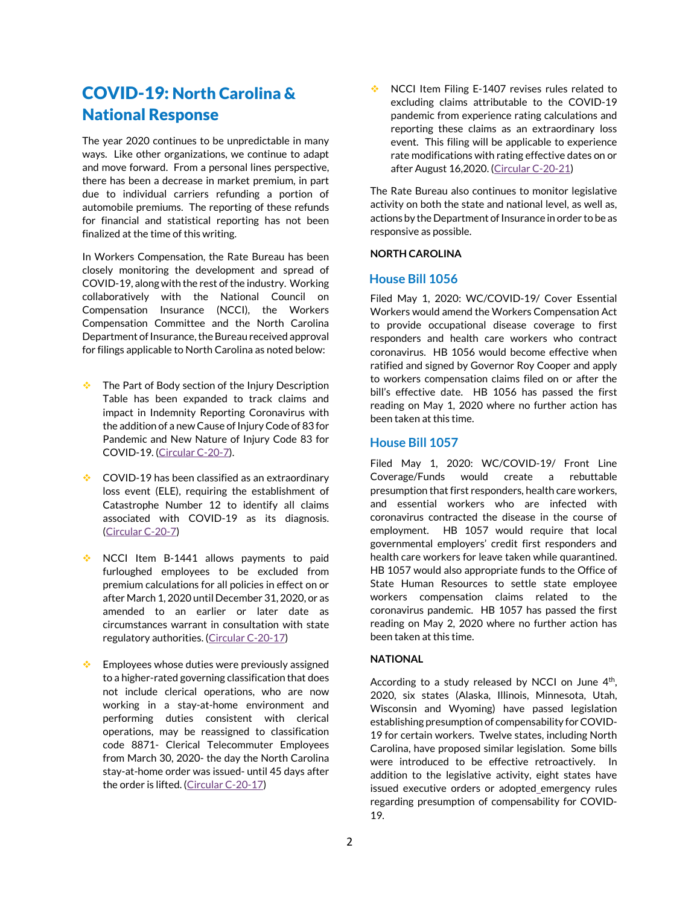# COVID-19: North Carolina & National Response

The year 2020 continues to be unpredictable in many ways. Like other organizations, we continue to adapt and move forward. From a personal lines perspective, there has been a decrease in market premium, in part due to individual carriers refunding a portion of automobile premiums. The reporting of these refunds for financial and statistical reporting has not been finalized at the time of this writing.

In Workers Compensation, the Rate Bureau has been closely monitoring the development and spread of COVID-19, along with the rest of the industry. Working collaboratively with the National Council on Compensation Insurance (NCCI), the Workers Compensation Committee and the North Carolina Department of Insurance, the Bureau received approval for filings applicable to North Carolina as noted below:

- The Part of Body section of the Injury Description Table has been expanded to track claims and impact in Indemnity Reporting Coronavirus with the addition of a new Cause of Injury Code of 83 for Pandemic and New Nature of Injury Code 83 for COVID-19. (Circular C-20-7).
- COVID-19 has been classified as an extraordinary loss event (ELE), requiring the establishment of Catastrophe Number 12 to identify all claims associated with COVID-19 as its diagnosis. (Circular C-20-7)
- NCCI Item B-1441 allows payments to paid furloughed employees to be excluded from premium calculations for all policies in effect on or after March 1, 2020 until December 31, 2020, or as amended to an earlier or later date as circumstances warrant in consultation with state regulatory authorities. (Circular C-20-17)
- Employees whose duties were previously assigned to a higher-rated governing classification that does not include clerical operations, who are now working in a stay-at-home environment and performing duties consistent with clerical operations, may be reassigned to classification code 8871- Clerical Telecommuter Employees from March 30, 2020- the day the North Carolina stay-at-home order was issued- until 45 days after the order is lifted. (Circular C-20-17)
- NCCI Item Filing E-1407 revises rules related to excluding claims attributable to the COVID-19 pandemic from experience rating calculations and reporting these claims as an extraordinary loss event. This filing will be applicable to experience rate modifications with rating effective dates on or after August 16,2020. (Circular C-20-21)

The Rate Bureau also continues to monitor legislative activity on both the state and national level, as well as, actions by the Department of Insurance in order to be as responsive as possible.

**NORTH CAROLINA**

## House Bill 1056

Filed May 1, 2020: WC/COVID-19/ Cover Essential Workers would amend the Workers Compensation Act to provide occupational disease coverage to first responders and health care workers who contract coronavirus. HB 1056 would become effective when ratified and signed by Governor Roy Cooper and apply to workers compensation claims filed on or after the bill's effective date. HB 1056 has passed the first reading on May 1, 2020 where no further action has been taken at this time.

## House Bill 1057

Filed May 1, 2020: WC/COVID-19/ Front Line Coverage/Funds would create a rebuttable presumption that first responders, health care workers, and essential workers who are infected with coronavirus contracted the disease in the course of employment. HB 1057 would require that local governmental employers' credit first responders and health care workers for leave taken while quarantined. HB 1057 would also appropriate funds to the Office of State Human Resources to settle state employee workers compensation claims related to the coronavirus pandemic. HB 1057 has passed the first reading on May 2, 2020 where no further action has been taken at this time.

**NATIONAL**

According to a study released by NCCI on June 4th, 2020, six states (Alaska, Illinois, Minnesota, Utah, Wisconsin and Wyoming) have passed legislation establishing presumption of compensability for COVID-19 for certain workers. Twelve states, including North Carolina, have proposed similar legislation. Some bills were introduced to be effective retroactively. In addition to the legislative activity, eight states have issued executive orders or adopted emergency rules regarding presumption of compensability for COVID-19.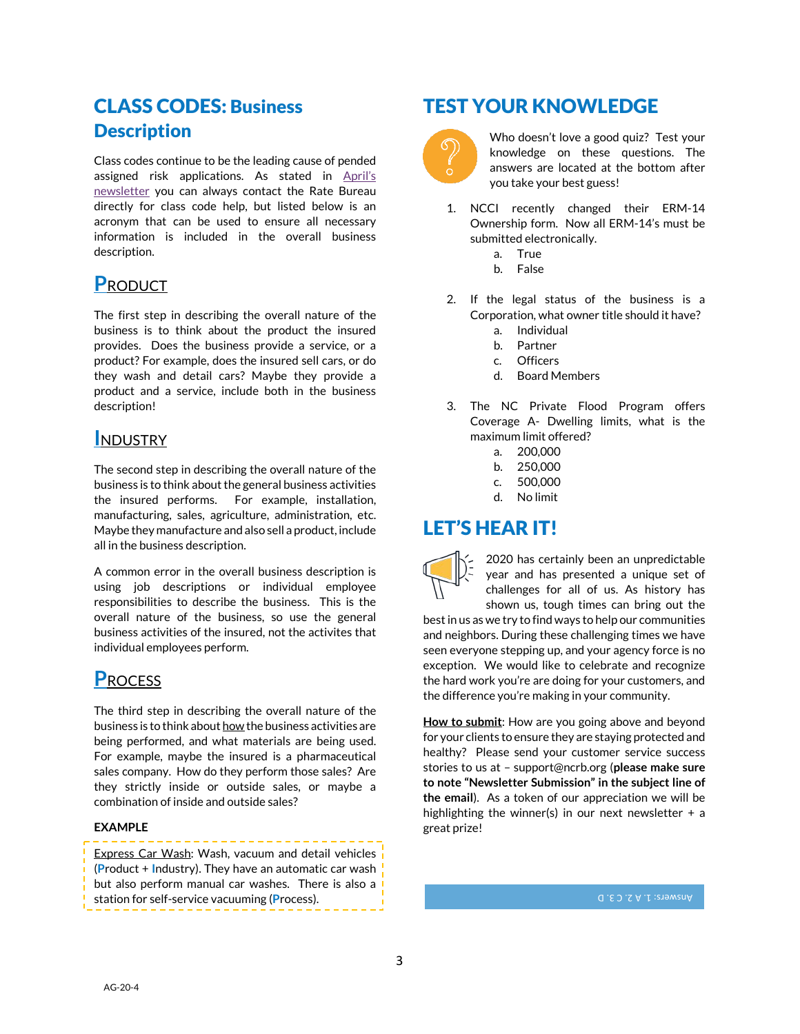## CLASS CODES: Business Description

Class codes continue to be the leading cause of pended assigned risk applications. As stated in April's newsletter you can always contact the Rate Bureau directly for class code help, but listed below is an acronym that can be used to ensure all necessary information is included in the overall business description.

### PRODUCT

The first step in describing the overall nature of the business is to think about the product the insured provides. Does the business provide a service, or a product? For example, does the insured sell cars, or do they wash and detail cars? Maybe they provide a product and a service, include both in the business description!

### INDUSTRY

The second step in describing the overall nature of the business is to think about the general business activities the insured performs. For example, installation, manufacturing, sales, agriculture, administration, etc. Maybe they manufacture and also sell a product, include all in the business description.

A common error in the overall business description is using job descriptions or individual employee responsibilities to describe the business. This is the overall nature of the business, so use the general business activities of the insured, not the activites that individual employees perform.

### PROCESS

The third step in describing the overall nature of the business is to think about how the business activities are being performed, and what materials are being used. For example, maybe the insured is a pharmaceutical sales company. How do they perform those sales? Are they strictly inside or outside sales, or maybe a combination of inside and outside sales?

**EXAMPLE**

Express Car Wash: Wash, vacuum and detail vehicles (**P**roduct + **I**ndustry). They have an automatic car wash but also perform manual car washes. There is also a station for self-service vacuuming (**P**rocess).

## TEST YOUR KNOWLEDGE

Who doesn't love a good quiz? Test your knowledge on these questions. The answers are located at the bottom after you take your best guess!

1. NCCI recently changed their ERM-14 Ownership form. Now all ERM-14's must be submitted electronically.
   a. True
   b. False

2. If the legal status of the business is a Corporation, what owner title should it have?
   a. Individual
   b. Partner
   c. Officers
   d. Board Members

3. The NC Private Flood Program offers Coverage A- Dwelling limits, what is the maximum limit offered?
   a. 200,000
   b. 250,000
   c. 500,000
   d. No limit

## LET'S HEAR IT!

2020 has certainly been an unpredictable year and has presented a unique set of challenges for all of us. As history has shown us, tough times can bring out the best in us as we try to find ways to help our communities and neighbors. During these challenging times we have seen everyone stepping up, and your agency force is no exception. We would like to celebrate and recognize the hard work you're doing for your customers, and the difference you're making in your community.

**How to submit**: How are you going above and beyond for your clients to ensure they are staying protected and healthy? Please send your customer service success stories to us at – support@ncrb.org (**please make sure to note "Newsletter Submission" in the subject line of the email**). As a token of our appreciation we will be highlighting the winner(s) in our next newsletter + a great prize!

Answers: 1. A 2. C 3. D

AG-20-4